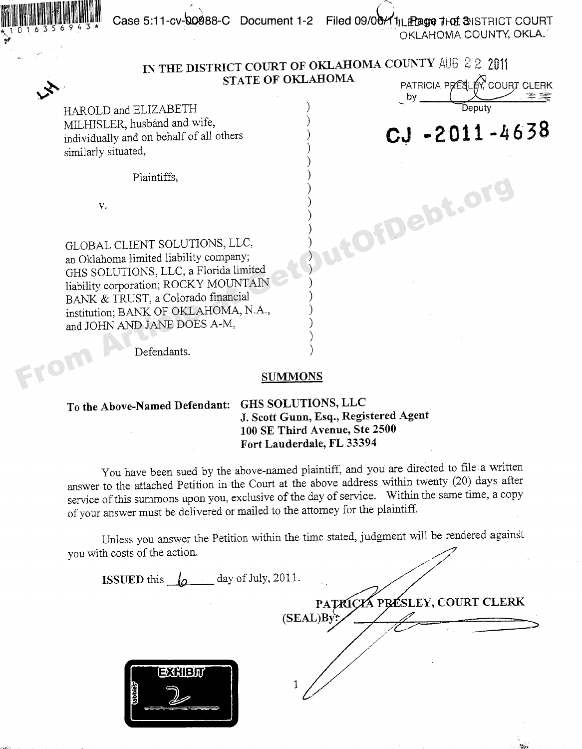FILED IN DISTRICT COURT
OKLAHOMA COUNTY, OKLA.

AUG 22 2011

PATRICIA PRESLEY, COURT CLERK
by ______________ Deputy

# IN THE DISTRICT COURT OF OKLAHOMA COUNTY
# STATE OF OKLAHOMA

HAROLD and ELIZABETH MILHISLER, husband and wife, individually and on behalf of all others similarly situated,

Plaintiffs,

v.

GLOBAL CLIENT SOLUTIONS, LLC, an Oklahoma limited liability company; GHS SOLUTIONS, LLC, a Florida limited liability corporation; ROCKY MOUNTAIN BANK & TRUST, a Colorado financial institution; BANK OF OKLAHOMA, N.A., and JOHN AND JANE DOES A-M,

Defendants.

**CJ -2011-4638**

## SUMMONS

**To the Above-Named Defendant: GHS SOLUTIONS, LLC**
**J. Scott Gunn, Esq., Registered Agent**
**100 SE Third Avenue, Ste 2500**
**Fort Lauderdale, FL 33394**

You have been sued by the above-named plaintiff, and you are directed to file a written answer to the attached Petition in the Court at the above address within twenty (20) days after service of this summons upon you, exclusive of the day of service. Within the same time, a copy of your answer must be delivered or mailed to the attorney for the plaintiff.

Unless you answer the Petition within the time stated, judgment will be rendered against you with costs of the action.

**ISSUED** this 6 day of July, 2011.

**PATRICIA PRESLEY, COURT CLERK**
(SEAL)By: ______________

EXHIBIT 2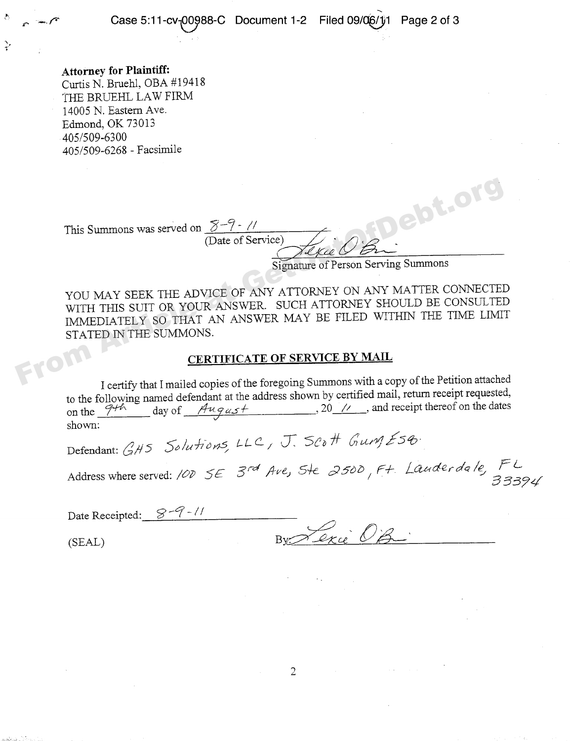**Attorney for Plaintiff:**
Curtis N. Bruehl, OBA #19418
THE BRUEHL LAW FIRM
14005 N. Eastern Ave.
Edmond, OK 73013
405/509-6300
405/509-6268 - Facsimile

This Summons was served on 8-9-11
(Date of Service)

Signature of Person Serving Summons

YOU MAY SEEK THE ADVICE OF ANY ATTORNEY ON ANY MATTER CONNECTED WITH THIS SUIT OR YOUR ANSWER. SUCH ATTORNEY SHOULD BE CONSULTED IMMEDIATELY SO THAT AN ANSWER MAY BE FILED WITHIN THE TIME LIMIT STATED IN THE SUMMONS.

## CERTIFICATE OF SERVICE BY MAIL

I certify that I mailed copies of the foregoing Summons with a copy of the Petition attached to the following named defendant at the address shown by certified mail, return receipt requested, on the 9th day of August, 20 11, and receipt thereof on the dates shown:

Defendant: GHS Solutions, LLC, J. Scott Gum Esq.

Address where served: 100 SE 3rd Ave, Ste 2500, Ft. Lauderdale, FL 33394

Date Receipted: 8-9-11

(SEAL)

By: Lexie O'B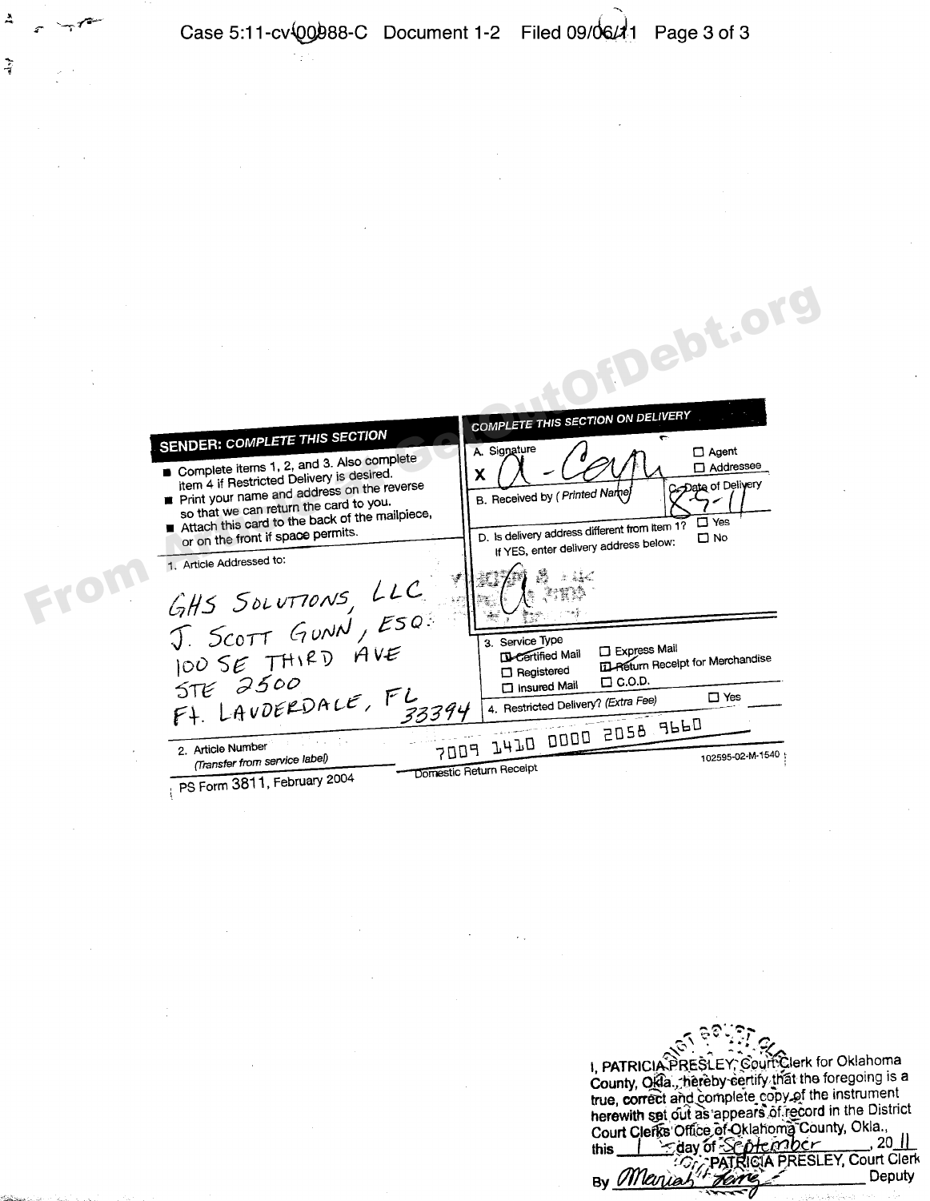**SENDER: *COMPLETE THIS SECTION***

- Complete items 1, 2, and 3. Also complete item 4 if Restricted Delivery is desired.
- Print your name and address on the reverse so that we can return the card to you.
- Attach this card to the back of the mailpiece, or on the front if space permits.

1. Article Addressed to:

GHS SOLUTIONS, LLC
J. SCOTT GUNN, ESQ.
100 SE THIRD AVE
STE 2500
Ft. LAUDERDALE, FL
33394

**COMPLETE THIS SECTION ON DELIVERY**

A. Signature
X A-Ceyn
☐ Agent
☐ Addressee

B. Received by (*Printed Name*)

C. Date of Delivery
8-9-11

D. Is delivery address different from item 1? ☐ Yes
If YES, enter delivery address below: ☐ No

3. Service Type
☒ Certified Mail ☐ Express Mail
☐ Registered ☒ Return Receipt for Merchandise
☐ Insured Mail ☐ C.O.D.

4. Restricted Delivery? (*Extra Fee*) ☐ Yes

2. Article Number
(*Transfer from service label*)
7009 1410 0000 2058 9660

PS Form 3811, February 2004 Domestic Return Receipt 102595-02-M-1540

I, PATRICIA PRESLEY, Court Clerk for Oklahoma County, Okla., hereby certify that the foregoing is a true, correct and complete copy of the instrument herewith set out as appears of record in the District Court Clerks Office of Oklahoma County, Okla., this 1 day of September, 2011

PATRICIA PRESLEY, Court Clerk

By Mariah Long Deputy